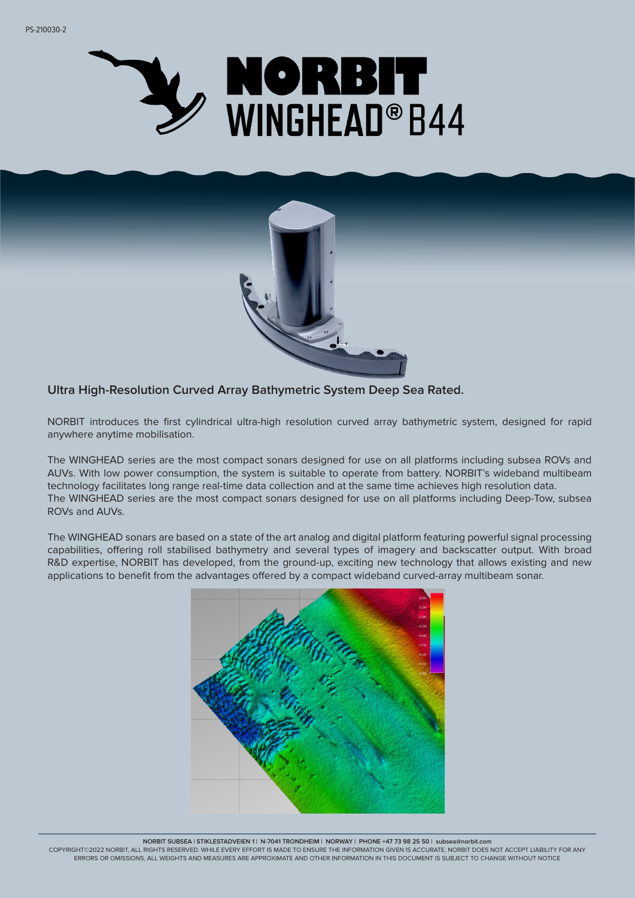PS-210030-2

# NORBIT WINGHEAD® B44

## Ultra High-Resolution Curved Array Bathymetric System Deep Sea Rated.

NORBIT introduces the first cylindrical ultra-high resolution curved array bathymetric system, designed for rapid anywhere anytime mobilisation.

The WINGHEAD series are the most compact sonars designed for use on all platforms including subsea ROVs and AUVs. With low power consumption, the system is suitable to operate from battery. NORBIT's wideband multibeam technology facilitates long range real-time data collection and at the same time achieves high resolution data.
The WINGHEAD series are the most compact sonars designed for use on all platforms including Deep-Tow, subsea ROVs and AUVs.

The WINGHEAD sonars are based on a state of the art analog and digital platform featuring powerful signal processing capabilities, offering roll stabilised bathymetry and several types of imagery and backscatter output. With broad R&D expertise, NORBIT has developed, from the ground-up, exciting new technology that allows existing and new applications to benefit from the advantages offered by a compact wideband curved-array multibeam sonar.

**NORBIT SUBSEA | STIKLESTADVEIEN 1 | N-7041 TRONDHEIM | NORWAY | PHONE +47 73 98 25 50 | subsea@norbit.com**

COPYRIGHT©2022 NORBIT, ALL RIGHTS RESERVED. WHILE EVERY EFFORT IS MADE TO ENSURE THE INFORMATION GIVEN IS ACCURATE, NORBIT DOES NOT ACCEPT LIABILITY FOR ANY ERRORS OR OMISSIONS, ALL WEIGHTS AND MEASURES ARE APPROXIMATE AND OTHER INFORMATION IN THIS DOCUMENT IS SUBJECT TO CHANGE WITHOUT NOTICE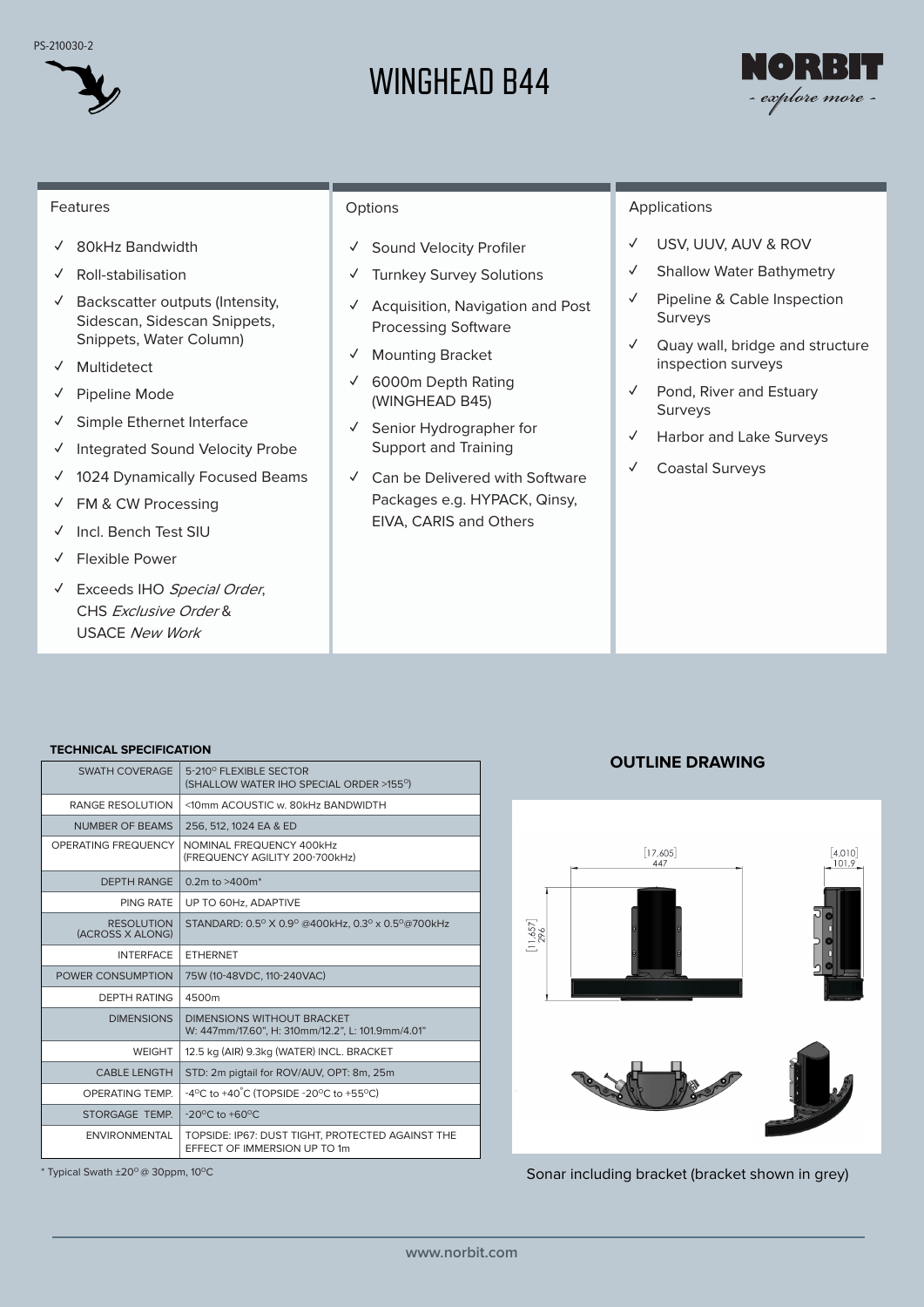PS-210030-2

# WINGHEAD B44

NORBIT
- explore more -

## Features

- ✓ 80kHz Bandwidth
- ✓ Roll-stabilisation
- ✓ Backscatter outputs (Intensity, Sidescan, Sidescan Snippets, Snippets, Water Column)
- ✓ Multidetect
- ✓ Pipeline Mode
- ✓ Simple Ethernet Interface
- ✓ Integrated Sound Velocity Probe
- ✓ 1024 Dynamically Focused Beams
- ✓ FM & CW Processing
- ✓ Incl. Bench Test SIU
- ✓ Flexible Power
- ✓ Exceeds IHO *Special Order*, CHS *Exclusive Order* & USACE *New Work*

## Options

- ✓ Sound Velocity Profiler
- ✓ Turnkey Survey Solutions
- ✓ Acquisition, Navigation and Post Processing Software
- ✓ Mounting Bracket
- ✓ 6000m Depth Rating (WINGHEAD B45)
- ✓ Senior Hydrographer for Support and Training
- ✓ Can be Delivered with Software Packages e.g. HYPACK, Qinsy, EIVA, CARIS and Others

## Applications

- ✓ USV, UUV, AUV & ROV
- ✓ Shallow Water Bathymetry
- ✓ Pipeline & Cable Inspection Surveys
- ✓ Quay wall, bridge and structure inspection surveys
- ✓ Pond, River and Estuary Surveys
- ✓ Harbor and Lake Surveys
- ✓ Coastal Surveys

### TECHNICAL SPECIFICATION

| | |
|---|---|
| SWATH COVERAGE | 5-210° FLEXIBLE SECTOR (SHALLOW WATER IHO SPECIAL ORDER >155°) |
| RANGE RESOLUTION | <10mm ACOUSTIC w. 80kHz BANDWIDTH |
| NUMBER OF BEAMS | 256, 512, 1024 EA & ED |
| OPERATING FREQUENCY | NOMINAL FREQUENCY 400kHz (FREQUENCY AGILITY 200-700kHz) |
| DEPTH RANGE | 0.2m to >400m* |
| PING RATE | UP TO 60Hz, ADAPTIVE |
| RESOLUTION (ACROSS X ALONG) | STANDARD: 0.5° X 0.9° @400kHz, 0.3° x 0.5°@700kHz |
| INTERFACE | ETHERNET |
| POWER CONSUMPTION | 75W (10-48VDC, 110-240VAC) |
| DEPTH RATING | 4500m |
| DIMENSIONS | DIMENSIONS WITHOUT BRACKET W: 447mm/17.60", H: 310mm/12.2", L: 101.9mm/4.01" |
| WEIGHT | 12.5 kg (AIR) 9.3kg (WATER) INCL. BRACKET |
| CABLE LENGTH | STD: 2m pigtail for ROV/AUV, OPT: 8m, 25m |
| OPERATING TEMP. | -4°C to +40°C (TOPSIDE -20°C to +55°C) |
| STORGAGE TEMP. | -20°C to +60°C |
| ENVIRONMENTAL | TOPSIDE: IP67: DUST TIGHT, PROTECTED AGAINST THE EFFECT OF IMMERSION UP TO 1m |

\* Typical Swath ±20° @ 30ppm, 10°C

### OUTLINE DRAWING

[17,605]
447

[4,010]
101,9

[11,657]
296

Sonar including bracket (bracket shown in grey)

www.norbit.com